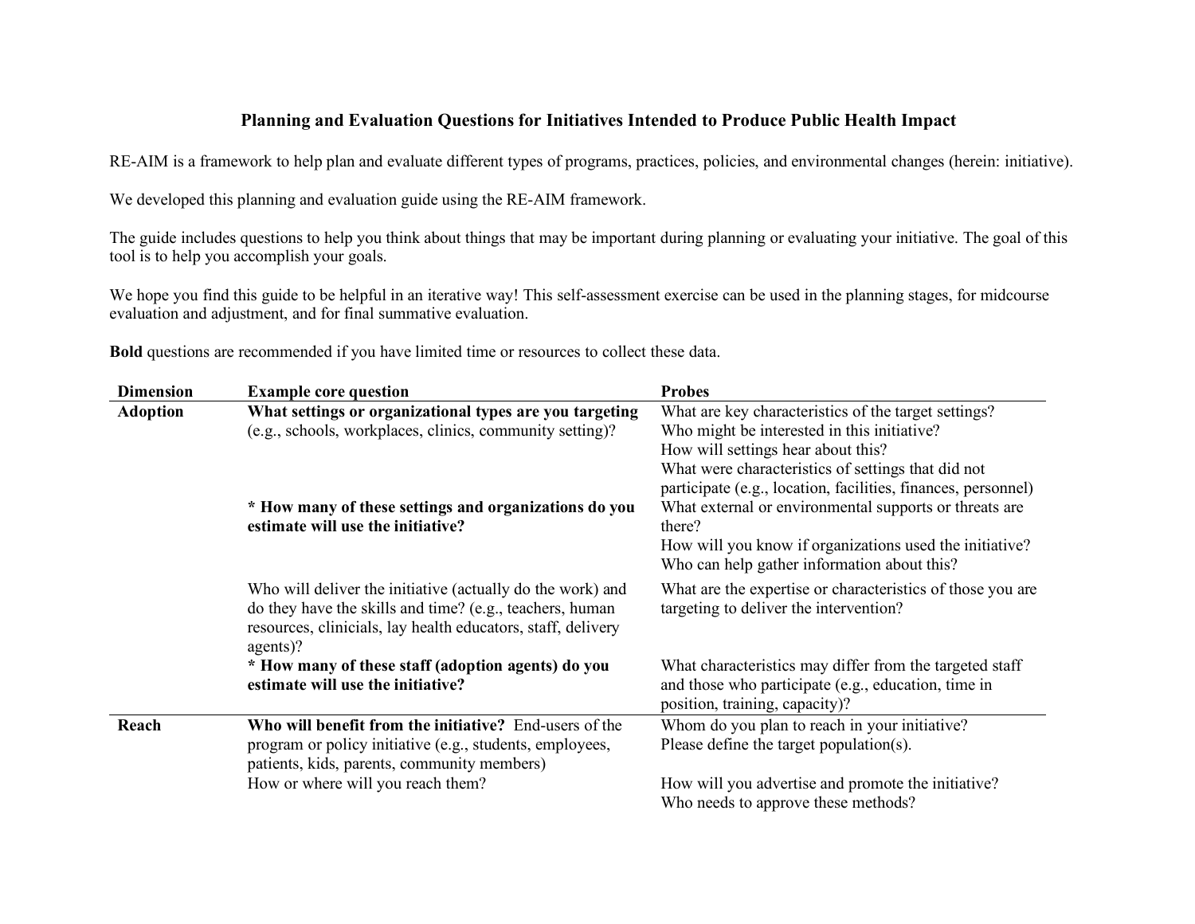# Planning and Evaluation Questions for Initiatives Intended to Produce Public Health Impact

RE-AIM is a framework to help plan and evaluate different types of programs, practices, policies, and environmental changes (herein: initiative).

We developed this planning and evaluation guide using the RE-AIM framework.

The guide includes questions to help you think about things that may be important during planning or evaluating your initiative. The goal of this tool is to help you accomplish your goals.

We hope you find this guide to be helpful in an iterative way! This self-assessment exercise can be used in the planning stages, for midcourse evaluation and adjustment, and for final summative evaluation.

**Bold** questions are recommended if you have limited time or resources to collect these data.

| Dimension | Example core question | Probes |
|---|---|---|
| **Adoption** | **What settings or organizational types are you targeting** (e.g., schools, workplaces, clinics, community setting)? | What are key characteristics of the target settings?<br>Who might be interested in this initiative?<br>How will settings hear about this?<br>What were characteristics of settings that did not participate (e.g., location, facilities, finances, personnel) |
| | **\* How many of these settings and organizations do you estimate will use the initiative?** | What external or environmental supports or threats are there?<br>How will you know if organizations used the initiative?<br>Who can help gather information about this? |
| | Who will deliver the initiative (actually do the work) and do they have the skills and time? (e.g., teachers, human resources, clinicials, lay health educators, staff, delivery agents)? | What are the expertise or characteristics of those you are targeting to deliver the intervention? |
| | **\* How many of these staff (adoption agents) do you estimate will use the initiative?** | What characteristics may differ from the targeted staff and those who participate (e.g., education, time in position, training, capacity)? |
| **Reach** | **Who will benefit from the initiative?** End-users of the program or policy initiative (e.g., students, employees, patients, kids, parents, community members) | Whom do you plan to reach in your initiative?<br>Please define the target population(s). |
| | How or where will you reach them? | How will you advertise and promote the initiative?<br>Who needs to approve these methods? |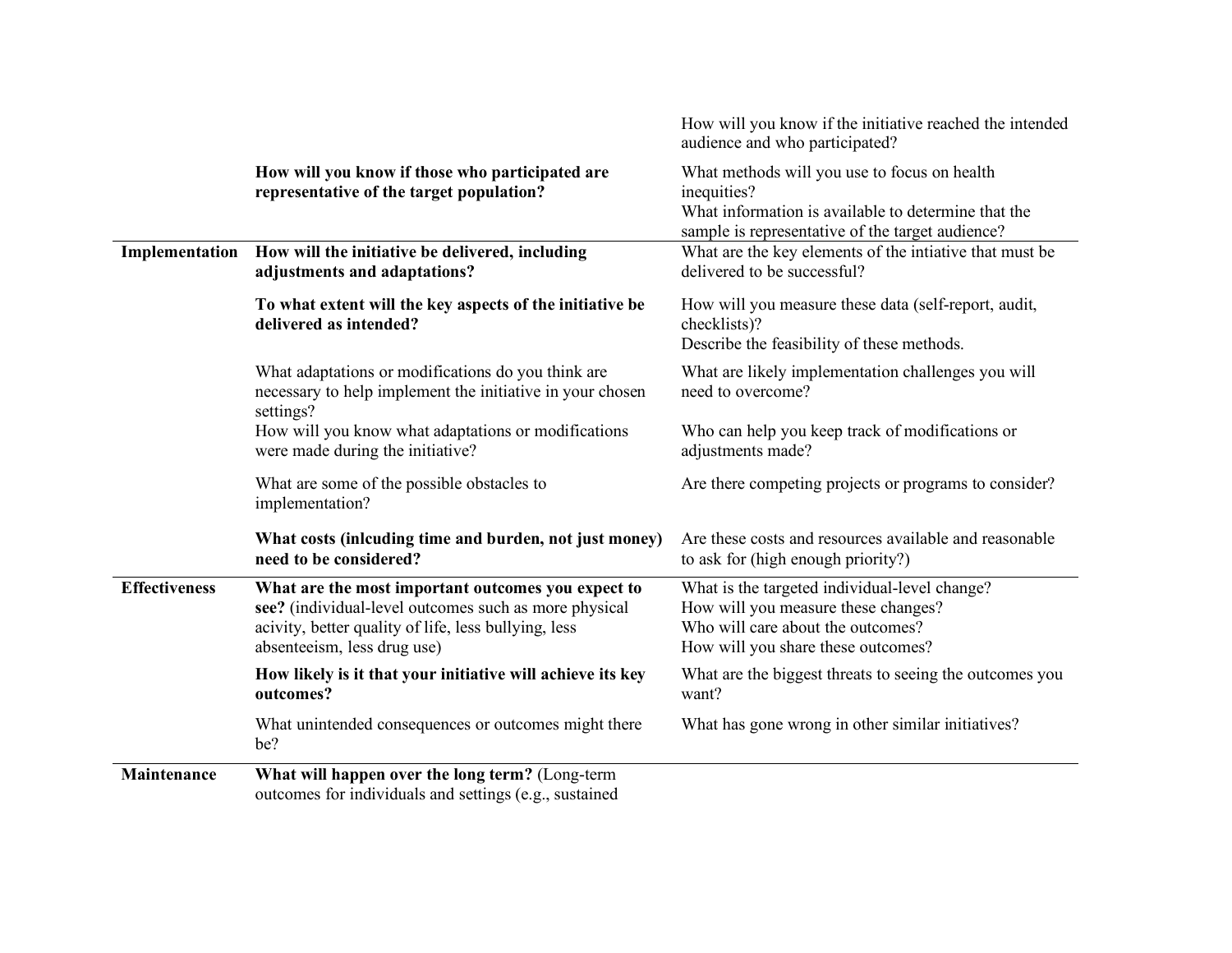| | | |
|---|---|---|
| | | How will you know if the initiative reached the intended audience and who participated? |
| | **How will you know if those who participated are representative of the target population?** | What methods will you use to focus on health inequities?<br>What information is available to determine that the sample is representative of the target audience? |
| **Implementation** | **How will the initiative be delivered, including adjustments and adaptations?** | What are the key elements of the intiative that must be delivered to be successful? |
| | **To what extent will the key aspects of the initiative be delivered as intended?** | How will you measure these data (self-report, audit, checklists)?<br>Describe the feasibility of these methods. |
| | What adaptations or modifications do you think are necessary to help implement the initiative in your chosen settings? | What are likely implementation challenges you will need to overcome? |
| | How will you know what adaptations or modifications were made during the initiative? | Who can help you keep track of modifications or adjustments made? |
| | What are some of the possible obstacles to implementation? | Are there competing projects or programs to consider? |
| | **What costs (inlcuding time and burden, not just money) need to be considered?** | Are these costs and resources available and reasonable to ask for (high enough priority?) |
| **Effectiveness** | **What are the most important outcomes you expect to see?** (individual-level outcomes such as more physical acivity, better quality of life, less bullying, less absenteeism, less drug use) | What is the targeted individual-level change?<br>How will you measure these changes?<br>Who will care about the outcomes?<br>How will you share these outcomes? |
| | **How likely is it that your initiative will achieve its key outcomes?** | What are the biggest threats to seeing the outcomes you want? |
| | What unintended consequences or outcomes might there be? | What has gone wrong in other similar initiatives? |
| **Maintenance** | **What will happen over the long term?** (Long-term outcomes for individuals and settings (e.g., sustained | |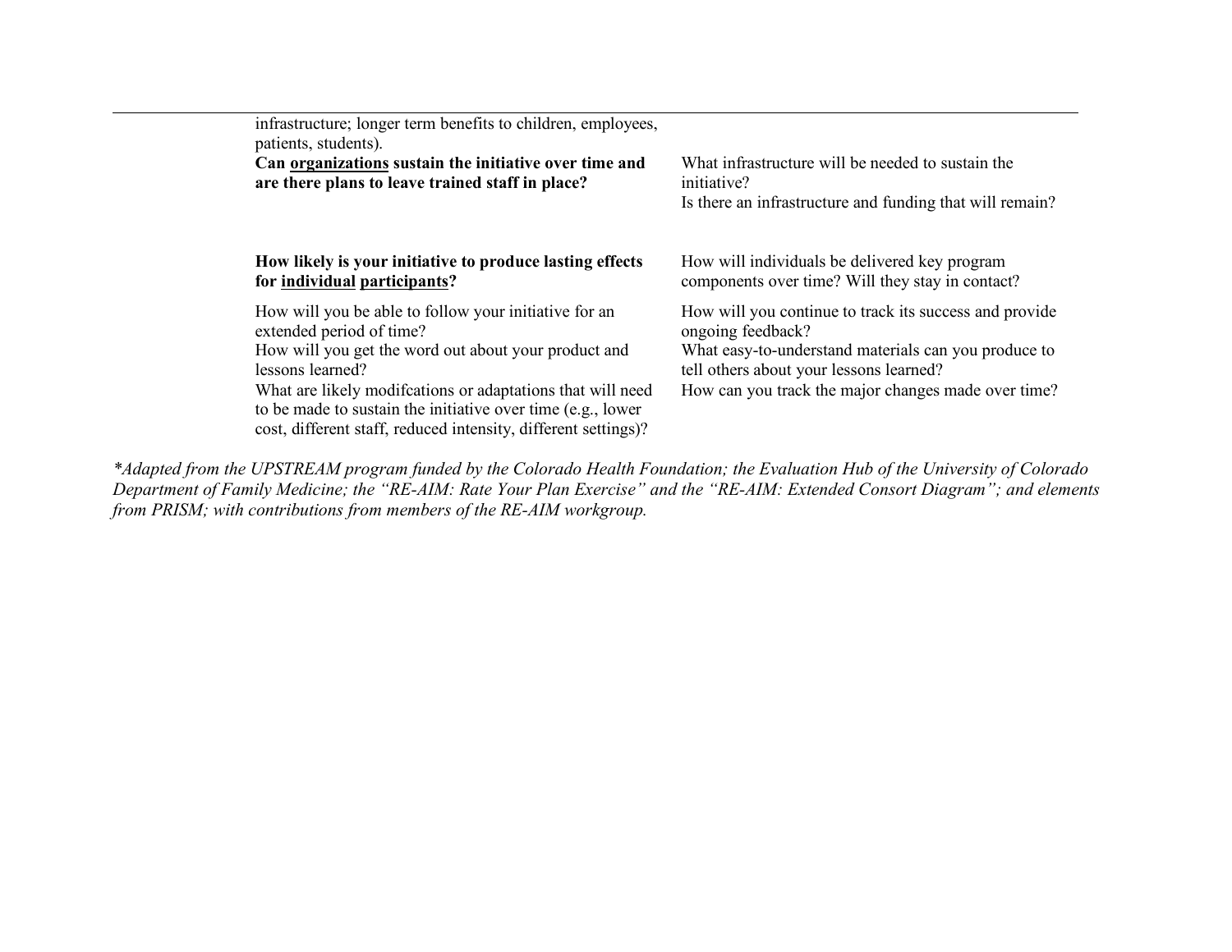| | | |
|---|---|---|
| | infrastructure; longer term benefits to children, employees, patients, students). | |
| | **Can organizations sustain the initiative over time and are there plans to leave trained staff in place?** | What infrastructure will be needed to sustain the initiative?<br>Is there an infrastructure and funding that will remain? |
| | **How likely is your initiative to produce lasting effects for individual participants?** | How will individuals be delivered key program components over time? Will they stay in contact? |
| | How will you be able to follow your initiative for an extended period of time?<br>How will you get the word out about your product and lessons learned?<br>What are likely modifcations or adaptations that will need to be made to sustain the initiative over time (e.g., lower cost, different staff, reduced intensity, different settings)? | How will you continue to track its success and provide ongoing feedback?<br>What easy-to-understand materials can you produce to tell others about your lessons learned?<br>How can you track the major changes made over time? |

*\*Adapted from the UPSTREAM program funded by the Colorado Health Foundation; the Evaluation Hub of the University of Colorado Department of Family Medicine; the "RE-AIM: Rate Your Plan Exercise" and the "RE-AIM: Extended Consort Diagram"; and elements from PRISM; with contributions from members of the RE-AIM workgroup.*